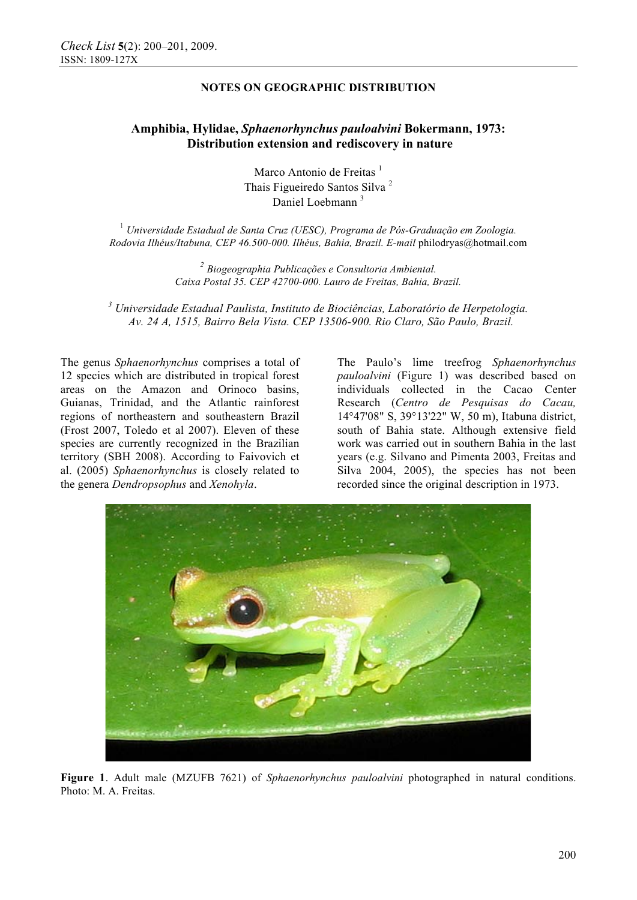## NOTES ON GEOGRAPHIC DISTRIBUTION

# Amphibia, Hylidae, *Sphaenorhynchus pauloalvini* Bokermann, 1973: Distribution extension and rediscovery in nature

Marco Antonio de Freitas [1]
Thais Figueiredo Santos Silva [2]
Daniel Loebmann [3]

[1] *Universidade Estadual de Santa Cruz (UESC), Programa de Pós-Graduação em Zoologia. Rodovia Ilhéus/Itabuna, CEP 46.500-000. Ilhéus, Bahia, Brazil. E-mail* philodryas@hotmail.com

[2] *Biogeographia Publicações e Consultoria Ambiental. Caixa Postal 35. CEP 42700-000. Lauro de Freitas, Bahia, Brazil.*

[3] *Universidade Estadual Paulista, Instituto de Biociências, Laboratório de Herpetologia. Av. 24 A, 1515, Bairro Bela Vista. CEP 13506-900. Rio Claro, São Paulo, Brazil.*

The genus *Sphaenorhynchus* comprises a total of 12 species which are distributed in tropical forest areas on the Amazon and Orinoco basins, Guianas, Trinidad, and the Atlantic rainforest regions of northeastern and southeastern Brazil (Frost 2007, Toledo et al 2007). Eleven of these species are currently recognized in the Brazilian territory (SBH 2008). According to Faivovich et al. (2005) *Sphaenorhynchus* is closely related to the genera *Dendropsophus* and *Xenohyla*.

The Paulo's lime treefrog *Sphaenorhynchus pauloalvini* (Figure 1) was described based on individuals collected in the Cacao Center Research (*Centro de Pesquisas do Cacau,* 14°47'08" S, 39°13'22" W, 50 m), Itabuna district, south of Bahia state. Although extensive field work was carried out in southern Bahia in the last years (e.g. Silvano and Pimenta 2003, Freitas and Silva 2004, 2005), the species has not been recorded since the original description in 1973.

**Figure 1**. Adult male (MZUFB 7621) of *Sphaenorhynchus pauloalvini* photographed in natural conditions. Photo: M. A. Freitas.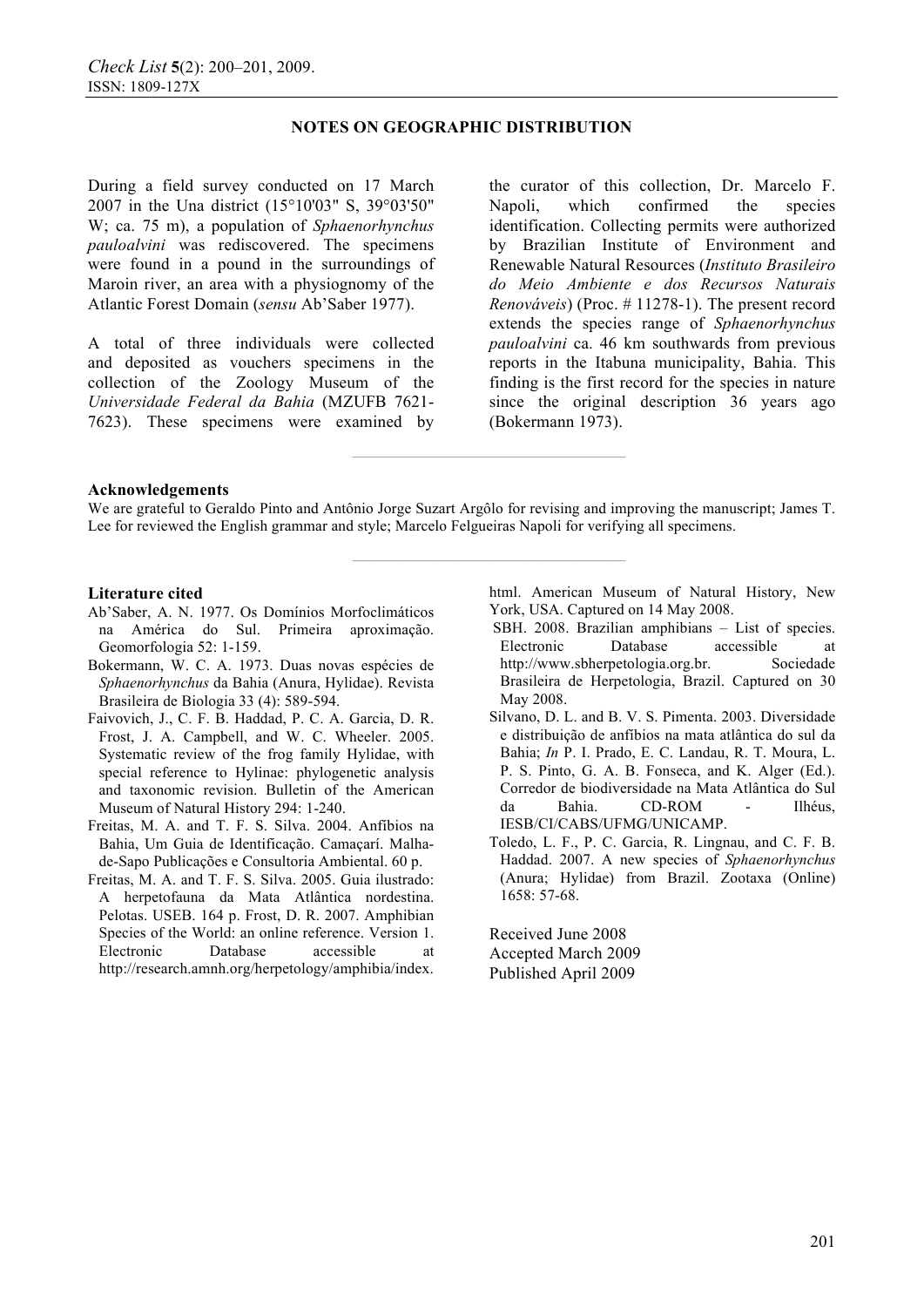## NOTES ON GEOGRAPHIC DISTRIBUTION

During a field survey conducted on 17 March 2007 in the Una district (15°10'03" S, 39°03'50" W; ca. 75 m), a population of *Sphaenorhynchus pauloalvini* was rediscovered. The specimens were found in a pound in the surroundings of Maroin river, an area with a physiognomy of the Atlantic Forest Domain (*sensu* Ab'Saber 1977).

A total of three individuals were collected and deposited as vouchers specimens in the collection of the Zoology Museum of the *Universidade Federal da Bahia* (MZUFB 7621-7623). These specimens were examined by the curator of this collection, Dr. Marcelo F. Napoli, which confirmed the species identification. Collecting permits were authorized by Brazilian Institute of Environment and Renewable Natural Resources (*Instituto Brasileiro do Meio Ambiente e dos Recursos Naturais Renováveis*) (Proc. # 11278-1). The present record extends the species range of *Sphaenorhynchus pauloalvini* ca. 46 km southwards from previous reports in the Itabuna municipality, Bahia. This finding is the first record for the species in nature since the original description 36 years ago (Bokermann 1973).

### Acknowledgements

We are grateful to Geraldo Pinto and Antônio Jorge Suzart Argôlo for revising and improving the manuscript; James T. Lee for reviewed the English grammar and style; Marcelo Felgueiras Napoli for verifying all specimens.

### Literature cited

Ab'Saber, A. N. 1977. Os Domínios Morfoclimáticos na América do Sul. Primeira aproximação. Geomorfologia 52: 1-159.

Bokermann, W. C. A. 1973. Duas novas espécies de *Sphaenorhynchus* da Bahia (Anura, Hylidae). Revista Brasileira de Biologia 33 (4): 589-594.

Faivovich, J., C. F. B. Haddad, P. C. A. Garcia, D. R. Frost, J. A. Campbell, and W. C. Wheeler. 2005. Systematic review of the frog family Hylidae, with special reference to Hylinae: phylogenetic analysis and taxonomic revision. Bulletin of the American Museum of Natural History 294: 1-240.

Freitas, M. A. and T. F. S. Silva. 2004. Anfíbios na Bahia, Um Guia de Identificação. Camaçarí. Malha-de-Sapo Publicações e Consultoria Ambiental. 60 p.

Freitas, M. A. and T. F. S. Silva. 2005. Guia ilustrado: A herpetofauna da Mata Atlântica nordestina. Pelotas. USEB. 164 p. Frost, D. R. 2007. Amphibian Species of the World: an online reference. Version 1. Electronic Database accessible at http://research.amnh.org/herpetology/amphibia/index.html. American Museum of Natural History, New York, USA. Captured on 14 May 2008.

SBH. 2008. Brazilian amphibians – List of species. Electronic Database accessible at http://www.sbherpetologia.org.br. Sociedade Brasileira de Herpetologia, Brazil. Captured on 30 May 2008.

Silvano, D. L. and B. V. S. Pimenta. 2003. Diversidade e distribuição de anfíbios na mata atlântica do sul da Bahia; *In* P. I. Prado, E. C. Landau, R. T. Moura, L. P. S. Pinto, G. A. B. Fonseca, and K. Alger (Ed.). Corredor de biodiversidade na Mata Atlântica do Sul da Bahia. CD-ROM - Ilhéus, IESB/CI/CABS/UFMG/UNICAMP.

Toledo, L. F., P. C. Garcia, R. Lingnau, and C. F. B. Haddad. 2007. A new species of *Sphaenorhynchus* (Anura; Hylidae) from Brazil. Zootaxa (Online) 1658: 57-68.

Received June 2008
Accepted March 2009
Published April 2009